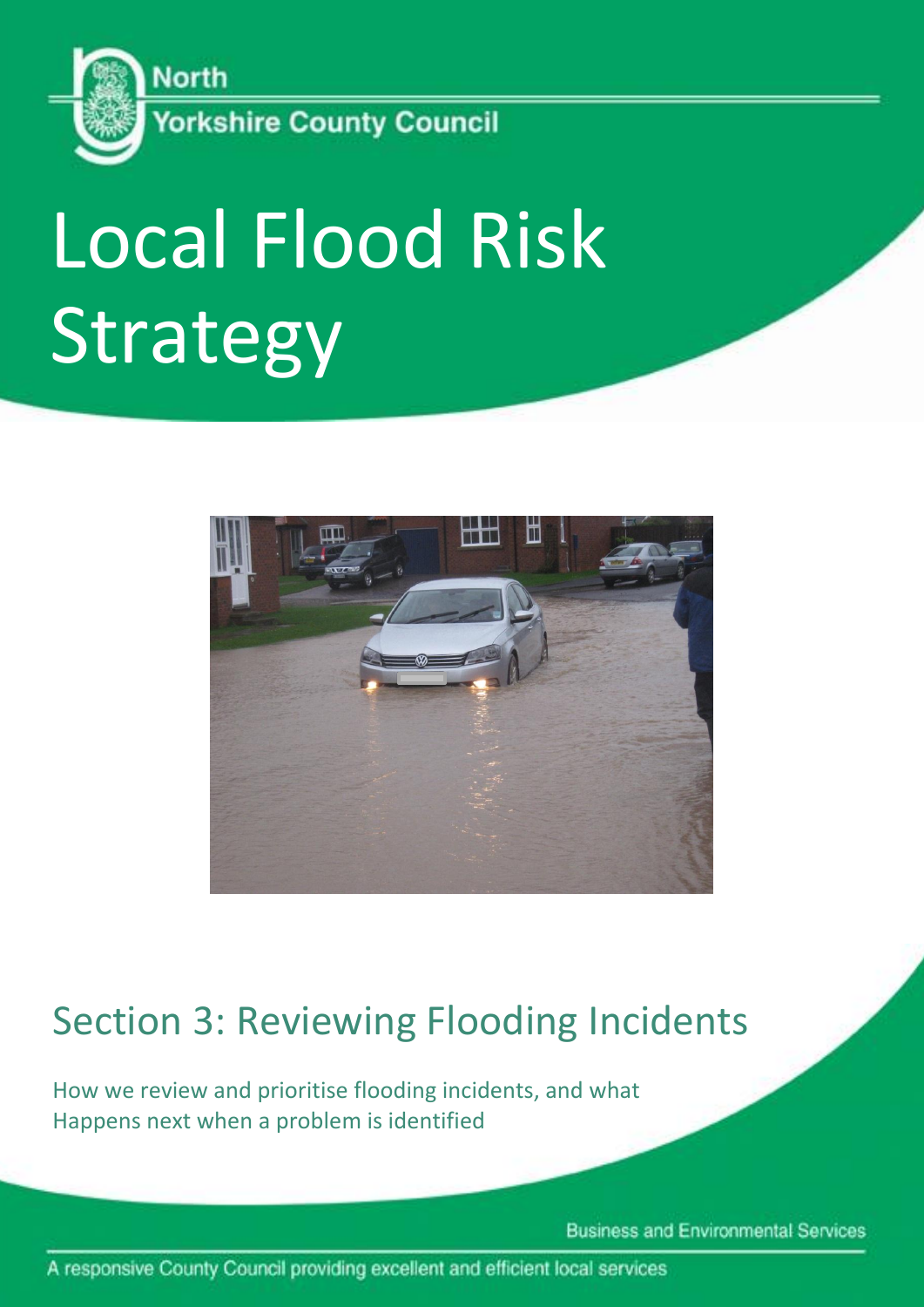North Yorkshire County Council

# Local Flood Risk Strategy

## Section 3: Reviewing Flooding Incidents

How we review and prioritise flooding incidents, and what Happens next when a problem is identified

Business and Environmental Services

A responsive County Council providing excellent and efficient local services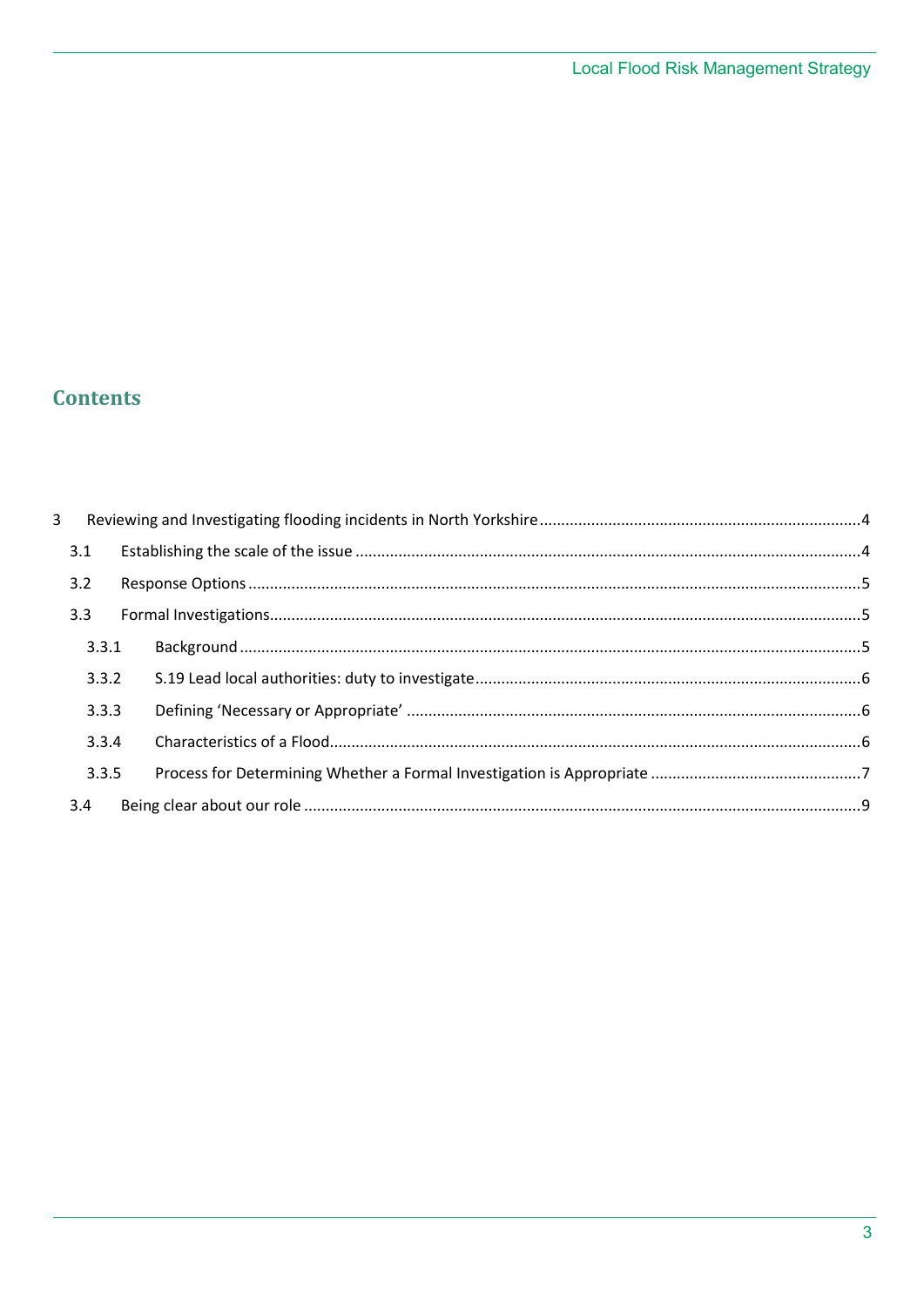## Contents

- 3 Reviewing and Investigating flooding incidents in North Yorkshire ....4
  - 3.1 Establishing the scale of the issue ....4
  - 3.2 Response Options ....5
  - 3.3 Formal Investigations....5
    - 3.3.1 Background ....5
    - 3.3.2 S.19 Lead local authorities: duty to investigate....6
    - 3.3.3 Defining 'Necessary or Appropriate' ....6
    - 3.3.4 Characteristics of a Flood....6
    - 3.3.5 Process for Determining Whether a Formal Investigation is Appropriate ....7
  - 3.4 Being clear about our role ....9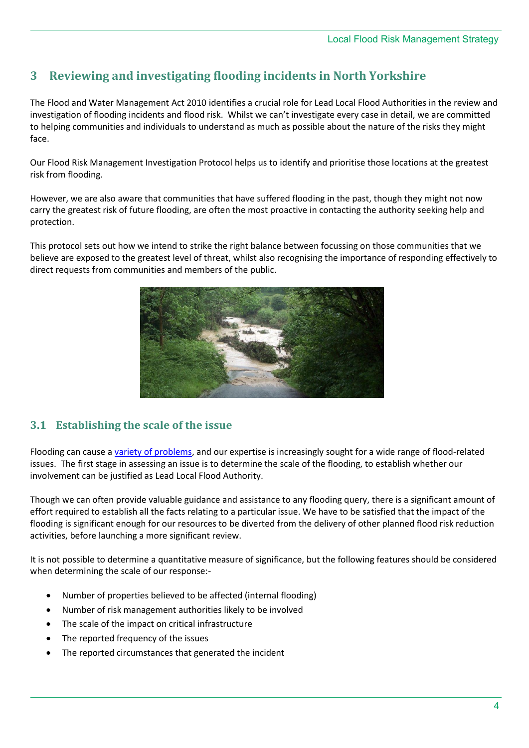# 3 Reviewing and investigating flooding incidents in North Yorkshire

The Flood and Water Management Act 2010 identifies a crucial role for Lead Local Flood Authorities in the review and investigation of flooding incidents and flood risk. Whilst we can't investigate every case in detail, we are committed to helping communities and individuals to understand as much as possible about the nature of the risks they might face.

Our Flood Risk Management Investigation Protocol helps us to identify and prioritise those locations at the greatest risk from flooding.

However, we are also aware that communities that have suffered flooding in the past, though they might not now carry the greatest risk of future flooding, are often the most proactive in contacting the authority seeking help and protection.

This protocol sets out how we intend to strike the right balance between focussing on those communities that we believe are exposed to the greatest level of threat, whilst also recognising the importance of responding effectively to direct requests from communities and members of the public.

## 3.1 Establishing the scale of the issue

Flooding can cause a variety of problems, and our expertise is increasingly sought for a wide range of flood-related issues. The first stage in assessing an issue is to determine the scale of the flooding, to establish whether our involvement can be justified as Lead Local Flood Authority.

Though we can often provide valuable guidance and assistance to any flooding query, there is a significant amount of effort required to establish all the facts relating to a particular issue. We have to be satisfied that the impact of the flooding is significant enough for our resources to be diverted from the delivery of other planned flood risk reduction activities, before launching a more significant review.

It is not possible to determine a quantitative measure of significance, but the following features should be considered when determining the scale of our response:-

- Number of properties believed to be affected (internal flooding)
- Number of risk management authorities likely to be involved
- The scale of the impact on critical infrastructure
- The reported frequency of the issues
- The reported circumstances that generated the incident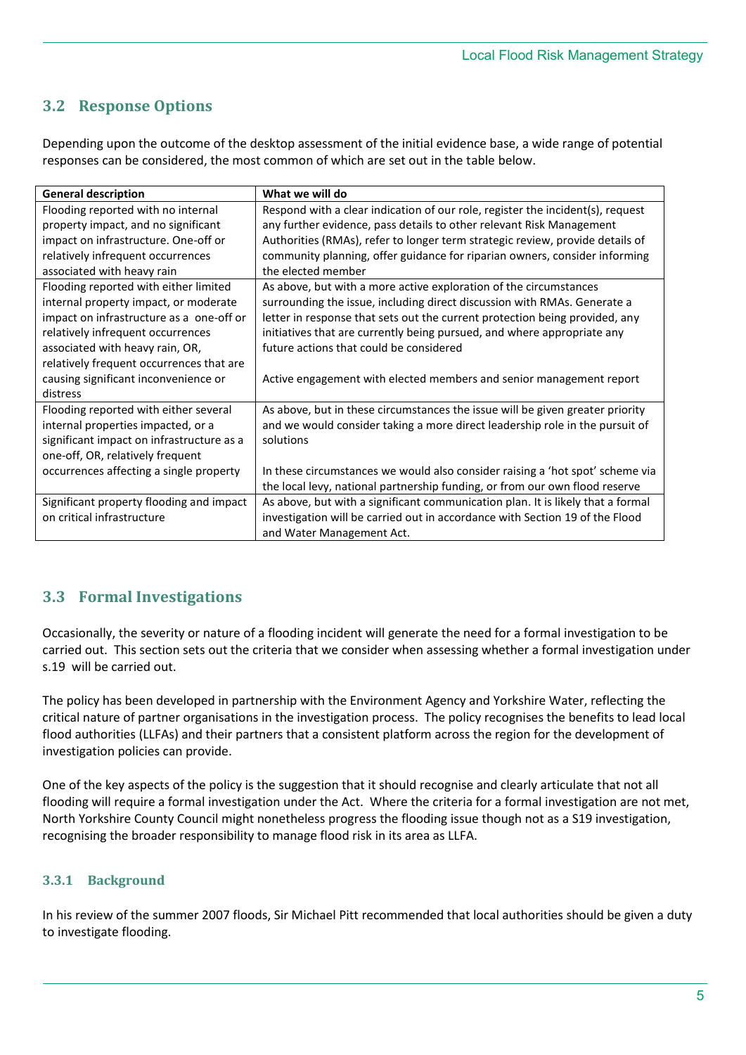## 3.2 Response Options

Depending upon the outcome of the desktop assessment of the initial evidence base, a wide range of potential responses can be considered, the most common of which are set out in the table below.

| General description | What we will do |
|---|---|
| Flooding reported with no internal property impact, and no significant impact on infrastructure. One-off or relatively infrequent occurrences associated with heavy rain | Respond with a clear indication of our role, register the incident(s), request any further evidence, pass details to other relevant Risk Management Authorities (RMAs), refer to longer term strategic review, provide details of community planning, offer guidance for riparian owners, consider informing the elected member |
| Flooding reported with either limited internal property impact, or moderate impact on infrastructure as a one-off or relatively infrequent occurrences associated with heavy rain, OR, relatively frequent occurrences that are causing significant inconvenience or distress | As above, but with a more active exploration of the circumstances surrounding the issue, including direct discussion with RMAs. Generate a letter in response that sets out the current protection being provided, any initiatives that are currently being pursued, and where appropriate any future actions that could be considered<br><br>Active engagement with elected members and senior management report |
| Flooding reported with either several internal properties impacted, or a significant impact on infrastructure as a one-off, OR, relatively frequent occurrences affecting a single property | As above, but in these circumstances the issue will be given greater priority and we would consider taking a more direct leadership role in the pursuit of solutions<br><br>In these circumstances we would also consider raising a 'hot spot' scheme via the local levy, national partnership funding, or from our own flood reserve |
| Significant property flooding and impact on critical infrastructure | As above, but with a significant communication plan. It is likely that a formal investigation will be carried out in accordance with Section 19 of the Flood and Water Management Act. |

## 3.3 Formal Investigations

Occasionally, the severity or nature of a flooding incident will generate the need for a formal investigation to be carried out. This section sets out the criteria that we consider when assessing whether a formal investigation under s.19 will be carried out.

The policy has been developed in partnership with the Environment Agency and Yorkshire Water, reflecting the critical nature of partner organisations in the investigation process. The policy recognises the benefits to lead local flood authorities (LLFAs) and their partners that a consistent platform across the region for the development of investigation policies can provide.

One of the key aspects of the policy is the suggestion that it should recognise and clearly articulate that not all flooding will require a formal investigation under the Act. Where the criteria for a formal investigation are not met, North Yorkshire County Council might nonetheless progress the flooding issue though not as a S19 investigation, recognising the broader responsibility to manage flood risk in its area as LLFA.

### 3.3.1 Background

In his review of the summer 2007 floods, Sir Michael Pitt recommended that local authorities should be given a duty to investigate flooding.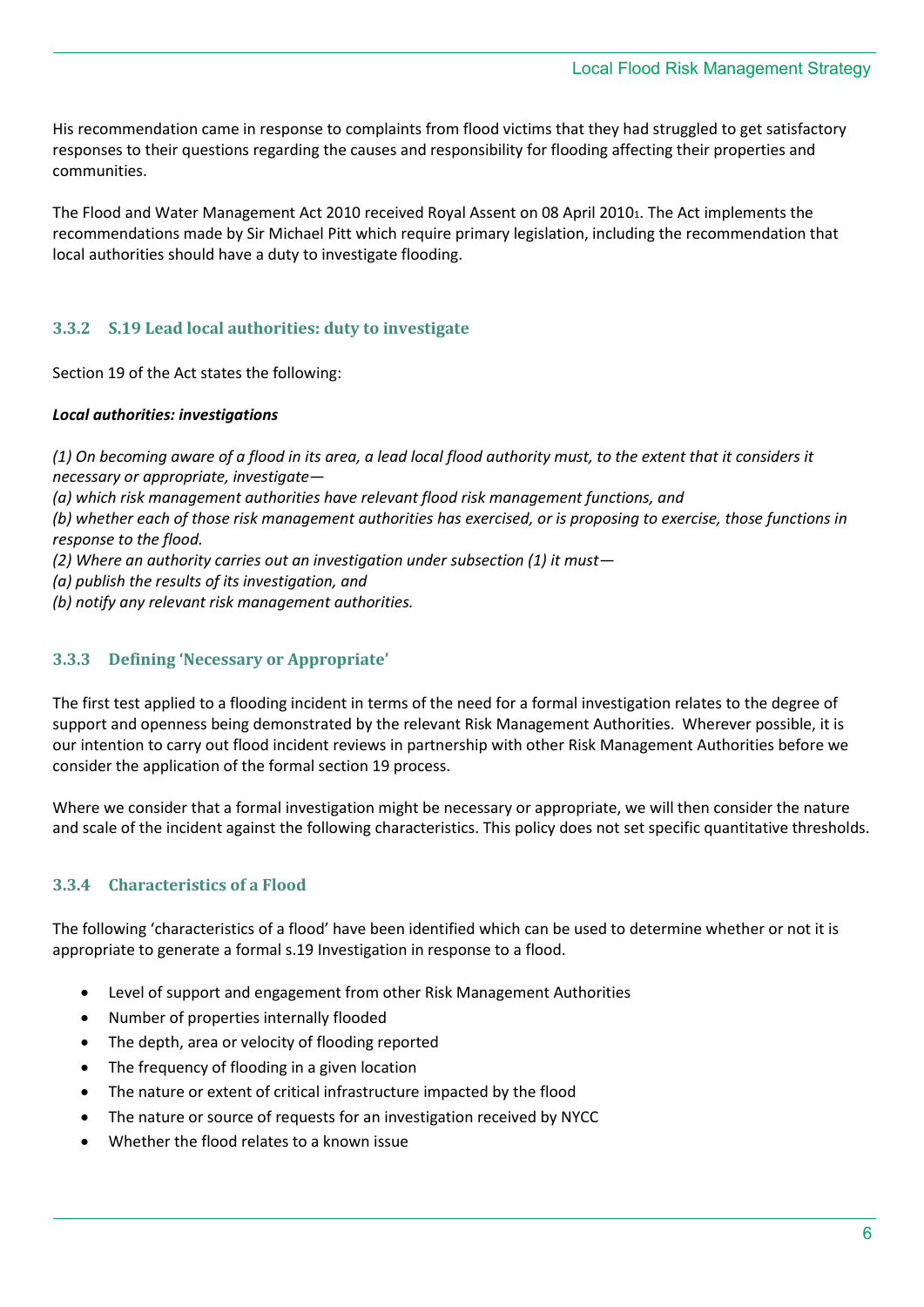His recommendation came in response to complaints from flood victims that they had struggled to get satisfactory responses to their questions regarding the causes and responsibility for flooding affecting their properties and communities.

The Flood and Water Management Act 2010 received Royal Assent on 08 April 2010[1]. The Act implements the recommendations made by Sir Michael Pitt which require primary legislation, including the recommendation that local authorities should have a duty to investigate flooding.

### 3.3.2 S.19 Lead local authorities: duty to investigate

Section 19 of the Act states the following:

***Local authorities: investigations***

*(1) On becoming aware of a flood in its area, a lead local flood authority must, to the extent that it considers it necessary or appropriate, investigate—*
*(a) which risk management authorities have relevant flood risk management functions, and*
*(b) whether each of those risk management authorities has exercised, or is proposing to exercise, those functions in response to the flood.*
*(2) Where an authority carries out an investigation under subsection (1) it must—*
*(a) publish the results of its investigation, and*
*(b) notify any relevant risk management authorities.*

### 3.3.3 Defining 'Necessary or Appropriate'

The first test applied to a flooding incident in terms of the need for a formal investigation relates to the degree of support and openness being demonstrated by the relevant Risk Management Authorities. Wherever possible, it is our intention to carry out flood incident reviews in partnership with other Risk Management Authorities before we consider the application of the formal section 19 process.

Where we consider that a formal investigation might be necessary or appropriate, we will then consider the nature and scale of the incident against the following characteristics. This policy does not set specific quantitative thresholds.

### 3.3.4 Characteristics of a Flood

The following 'characteristics of a flood' have been identified which can be used to determine whether or not it is appropriate to generate a formal s.19 Investigation in response to a flood.

- Level of support and engagement from other Risk Management Authorities
- Number of properties internally flooded
- The depth, area or velocity of flooding reported
- The frequency of flooding in a given location
- The nature or extent of critical infrastructure impacted by the flood
- The nature or source of requests for an investigation received by NYCC
- Whether the flood relates to a known issue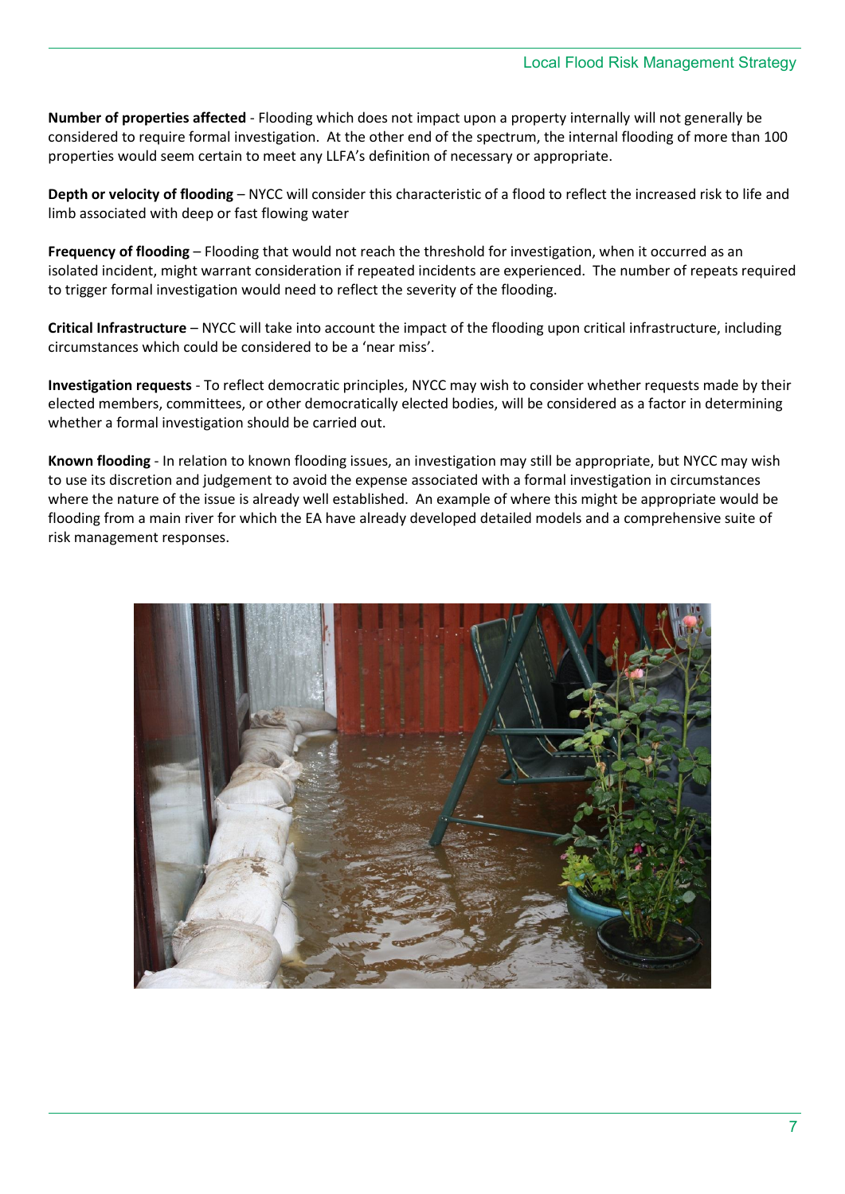**Number of properties affected** - Flooding which does not impact upon a property internally will not generally be considered to require formal investigation. At the other end of the spectrum, the internal flooding of more than 100 properties would seem certain to meet any LLFA's definition of necessary or appropriate.

**Depth or velocity of flooding** – NYCC will consider this characteristic of a flood to reflect the increased risk to life and limb associated with deep or fast flowing water

**Frequency of flooding** – Flooding that would not reach the threshold for investigation, when it occurred as an isolated incident, might warrant consideration if repeated incidents are experienced. The number of repeats required to trigger formal investigation would need to reflect the severity of the flooding.

**Critical Infrastructure** – NYCC will take into account the impact of the flooding upon critical infrastructure, including circumstances which could be considered to be a 'near miss'.

**Investigation requests** - To reflect democratic principles, NYCC may wish to consider whether requests made by their elected members, committees, or other democratically elected bodies, will be considered as a factor in determining whether a formal investigation should be carried out.

**Known flooding** - In relation to known flooding issues, an investigation may still be appropriate, but NYCC may wish to use its discretion and judgement to avoid the expense associated with a formal investigation in circumstances where the nature of the issue is already well established. An example of where this might be appropriate would be flooding from a main river for which the EA have already developed detailed models and a comprehensive suite of risk management responses.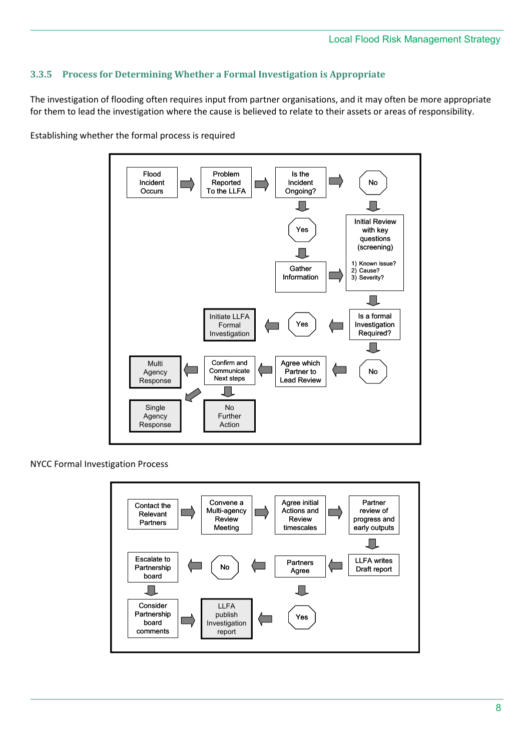### 3.3.5 Process for Determining Whether a Formal Investigation is Appropriate

The investigation of flooding often requires input from partner organisations, and it may often be more appropriate for them to lead the investigation where the cause is believed to relate to their assets or areas of responsibility.

Establishing whether the formal process is required

Flood Incident Occurs → Problem Reported To the LLFA → Is the Incident Ongoing? → No

Is the Incident Ongoing? → Yes → Gather Information → Initial Review with key questions (screening)

No → Initial Review with key questions (screening)

1) Known issue?
2) Cause?
3) Severity?

Initial Review → Is a formal Investigation Required?

Is a formal Investigation Required? → Yes → Initiate LLFA Formal Investigation

Is a formal Investigation Required? → No → Agree which Partner to Lead Review → Confirm and Communicate Next steps → Multi Agency Response / Single Agency Response / No Further Action

NYCC Formal Investigation Process

Contact the Relevant Partners → Convene a Multi-agency Review Meeting → Agree initial Actions and Review timescales → Partner review of progress and early outputs → LLFA writes Draft report → Partners Agree

Partners Agree → Yes → LLFA publish Investigation report

Partners Agree → No → Escalate to Partnership board → Consider Partnership board comments → LLFA publish Investigation report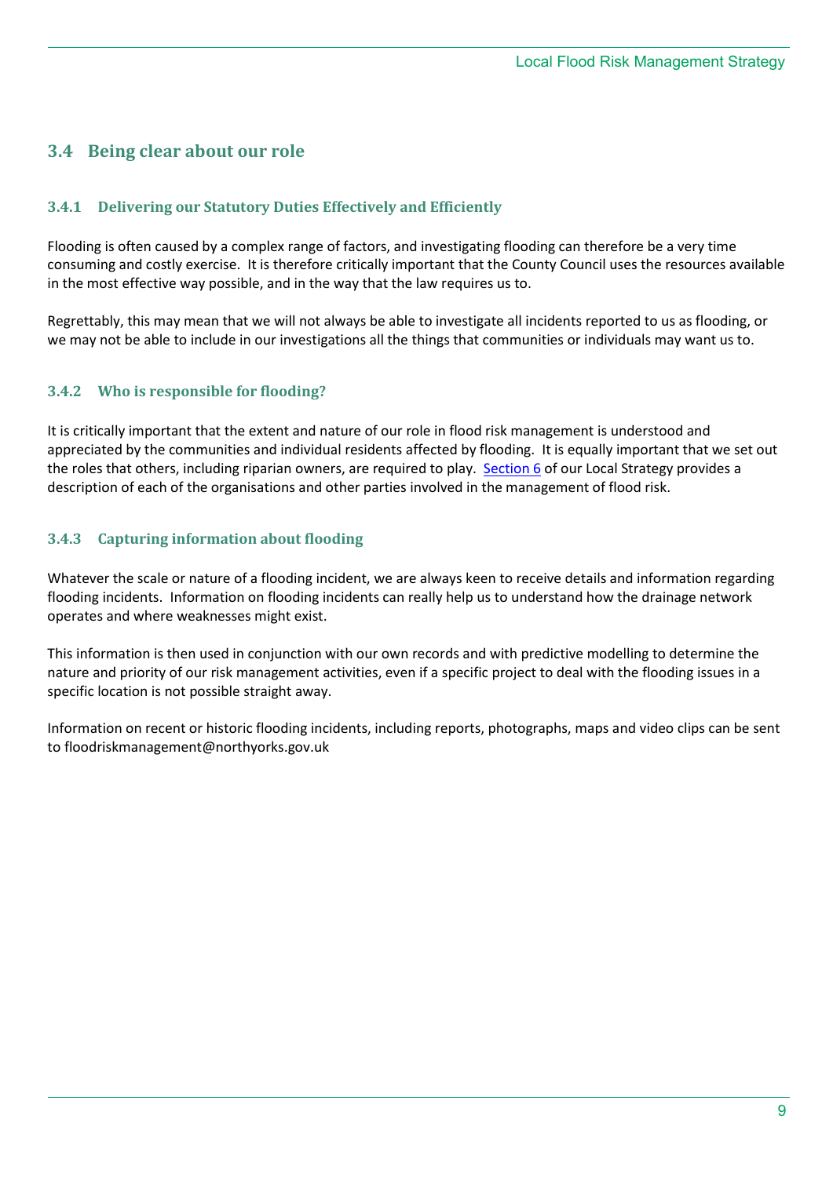## 3.4 Being clear about our role

### 3.4.1 Delivering our Statutory Duties Effectively and Efficiently

Flooding is often caused by a complex range of factors, and investigating flooding can therefore be a very time consuming and costly exercise. It is therefore critically important that the County Council uses the resources available in the most effective way possible, and in the way that the law requires us to.

Regrettably, this may mean that we will not always be able to investigate all incidents reported to us as flooding, or we may not be able to include in our investigations all the things that communities or individuals may want us to.

### 3.4.2 Who is responsible for flooding?

It is critically important that the extent and nature of our role in flood risk management is understood and appreciated by the communities and individual residents affected by flooding. It is equally important that we set out the roles that others, including riparian owners, are required to play. Section 6 of our Local Strategy provides a description of each of the organisations and other parties involved in the management of flood risk.

### 3.4.3 Capturing information about flooding

Whatever the scale or nature of a flooding incident, we are always keen to receive details and information regarding flooding incidents. Information on flooding incidents can really help us to understand how the drainage network operates and where weaknesses might exist.

This information is then used in conjunction with our own records and with predictive modelling to determine the nature and priority of our risk management activities, even if a specific project to deal with the flooding issues in a specific location is not possible straight away.

Information on recent or historic flooding incidents, including reports, photographs, maps and video clips can be sent to floodriskmanagement@northyorks.gov.uk